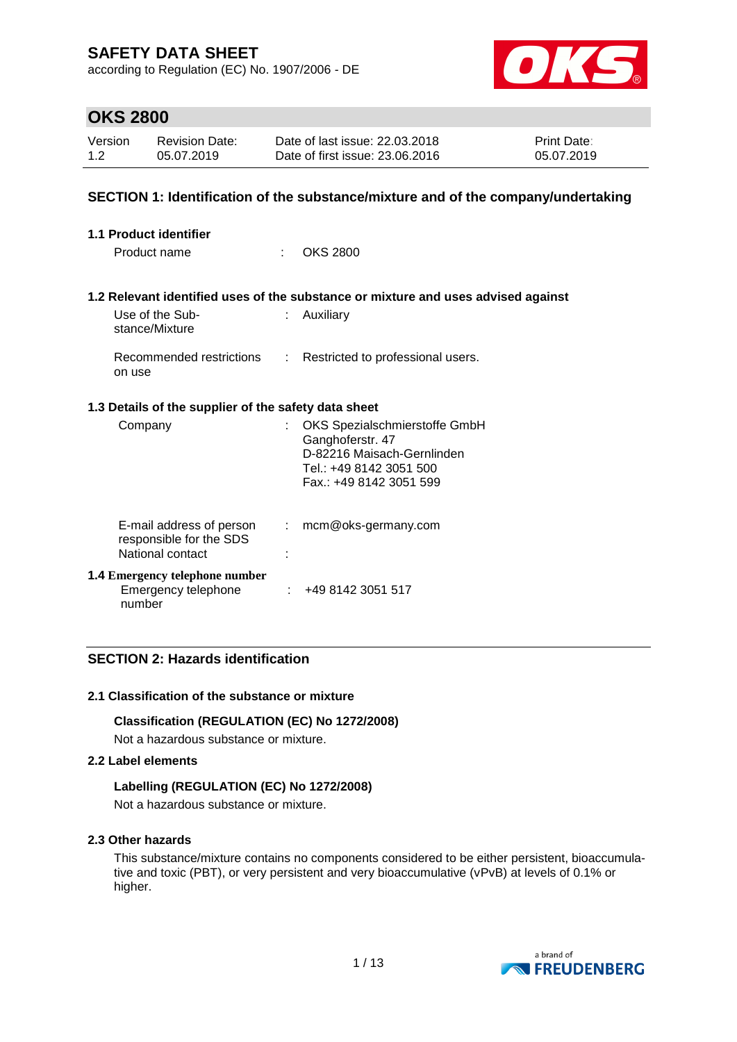# SAFETY DATA SHEET

according to Regulation (EC) No. 1907/2006 - DE

## OKS 2800

| Version | Revision Date: | Date of last issue: 22.03.2018 | Print Date: |
|---|---|---|---|
| 1.2 | 05.07.2019 | Date of first issue: 23.06.2016 | 05.07.2019 |

### SECTION 1: Identification of the substance/mixture and of the company/undertaking

**1.1 Product identifier**

Product name : OKS 2800

**1.2 Relevant identified uses of the substance or mixture and uses advised against**

Use of the Substance/Mixture : Auxiliary

Recommended restrictions on use : Restricted to professional users.

**1.3 Details of the supplier of the safety data sheet**

Company : OKS Spezialschmierstoffe GmbH
Ganghoferstr. 47
D-82216 Maisach-Gernlinden
Tel.: +49 8142 3051 500
Fax.: +49 8142 3051 599

E-mail address of person responsible for the SDS : mcm@oks-germany.com

National contact :

**1.4 Emergency telephone number**

Emergency telephone number : +49 8142 3051 517

### SECTION 2: Hazards identification

**2.1 Classification of the substance or mixture**

**Classification (REGULATION (EC) No 1272/2008)**

Not a hazardous substance or mixture.

**2.2 Label elements**

**Labelling (REGULATION (EC) No 1272/2008)**

Not a hazardous substance or mixture.

**2.3 Other hazards**

This substance/mixture contains no components considered to be either persistent, bioaccumulative and toxic (PBT), or very persistent and very bioaccumulative (vPvB) at levels of 0.1% or higher.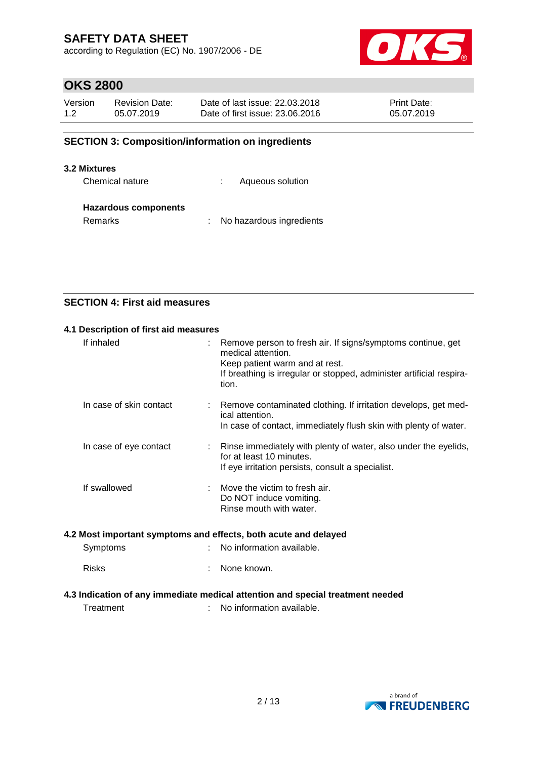## SECTION 3: Composition/information on ingredients

### 3.2 Mixtures

Chemical nature : Aqueous solution

**Hazardous components**

Remarks : No hazardous ingredients

## SECTION 4: First aid measures

### 4.1 Description of first aid measures

| | |
|---|---|
| If inhaled | Remove person to fresh air. If signs/symptoms continue, get medical attention.<br>Keep patient warm and at rest.<br>If breathing is irregular or stopped, administer artificial respiration. |
| In case of skin contact | Remove contaminated clothing. If irritation develops, get medical attention.<br>In case of contact, immediately flush skin with plenty of water. |
| In case of eye contact | Rinse immediately with plenty of water, also under the eyelids, for at least 10 minutes.<br>If eye irritation persists, consult a specialist. |
| If swallowed | Move the victim to fresh air.<br>Do NOT induce vomiting.<br>Rinse mouth with water. |

### 4.2 Most important symptoms and effects, both acute and delayed

Symptoms : No information available.

Risks : None known.

### 4.3 Indication of any immediate medical attention and special treatment needed

Treatment : No information available.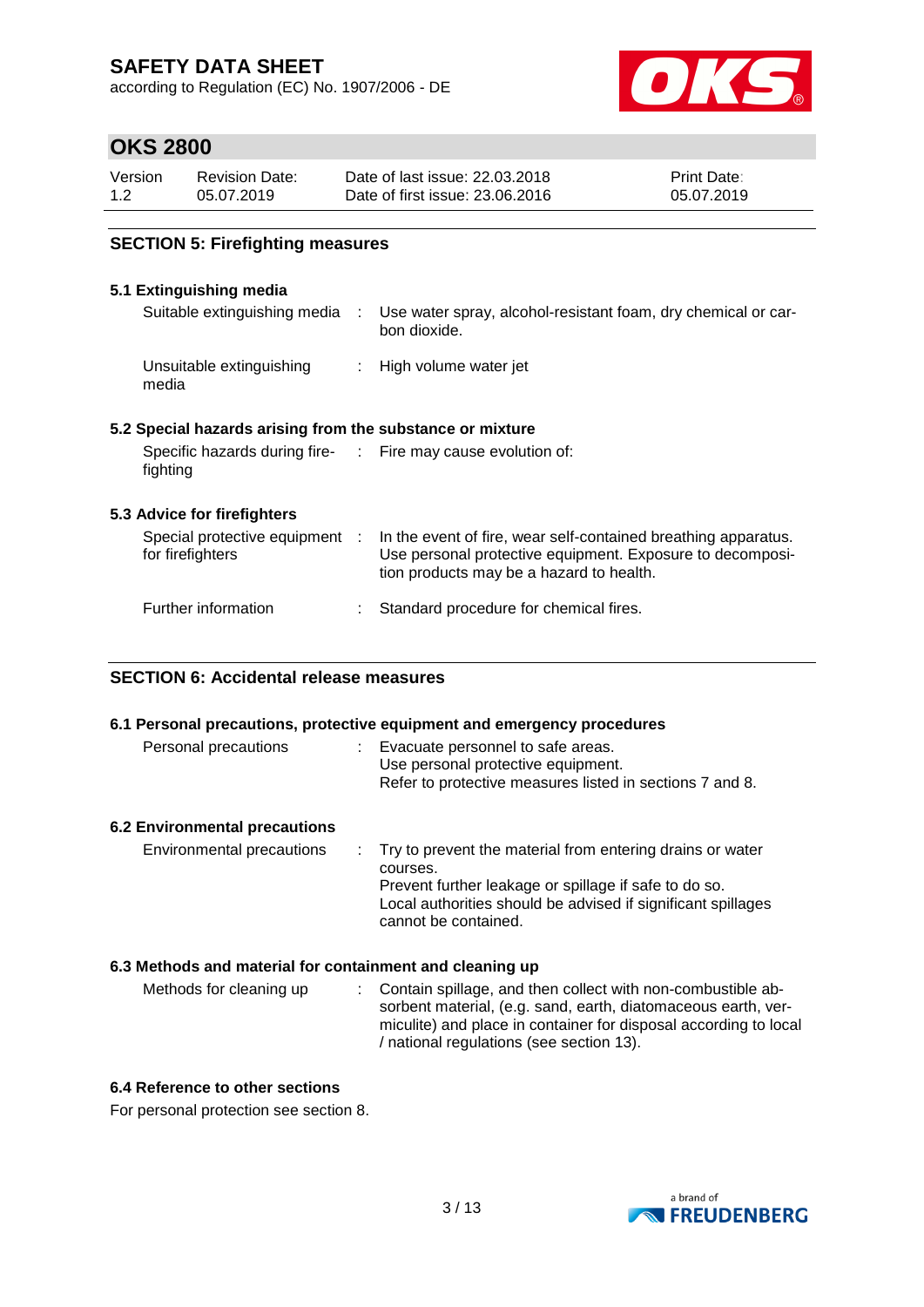## SECTION 5: Firefighting measures

### 5.1 Extinguishing media

| | | |
|---|---|---|
| Suitable extinguishing media | : | Use water spray, alcohol-resistant foam, dry chemical or carbon dioxide. |
| Unsuitable extinguishing media | : | High volume water jet |

### 5.2 Special hazards arising from the substance or mixture

| | | |
|---|---|---|
| Specific hazards during firefighting | : | Fire may cause evolution of: |

### 5.3 Advice for firefighters

| | | |
|---|---|---|
| Special protective equipment for firefighters | : | In the event of fire, wear self-contained breathing apparatus. Use personal protective equipment. Exposure to decomposition products may be a hazard to health. |
| Further information | : | Standard procedure for chemical fires. |

## SECTION 6: Accidental release measures

### 6.1 Personal precautions, protective equipment and emergency procedures

| | | |
|---|---|---|
| Personal precautions | : | Evacuate personnel to safe areas.<br>Use personal protective equipment.<br>Refer to protective measures listed in sections 7 and 8. |

### 6.2 Environmental precautions

| | | |
|---|---|---|
| Environmental precautions | : | Try to prevent the material from entering drains or water courses.<br>Prevent further leakage or spillage if safe to do so.<br>Local authorities should be advised if significant spillages cannot be contained. |

### 6.3 Methods and material for containment and cleaning up

| | | |
|---|---|---|
| Methods for cleaning up | : | Contain spillage, and then collect with non-combustible absorbent material, (e.g. sand, earth, diatomaceous earth, vermiculite) and place in container for disposal according to local / national regulations (see section 13). |

### 6.4 Reference to other sections

For personal protection see section 8.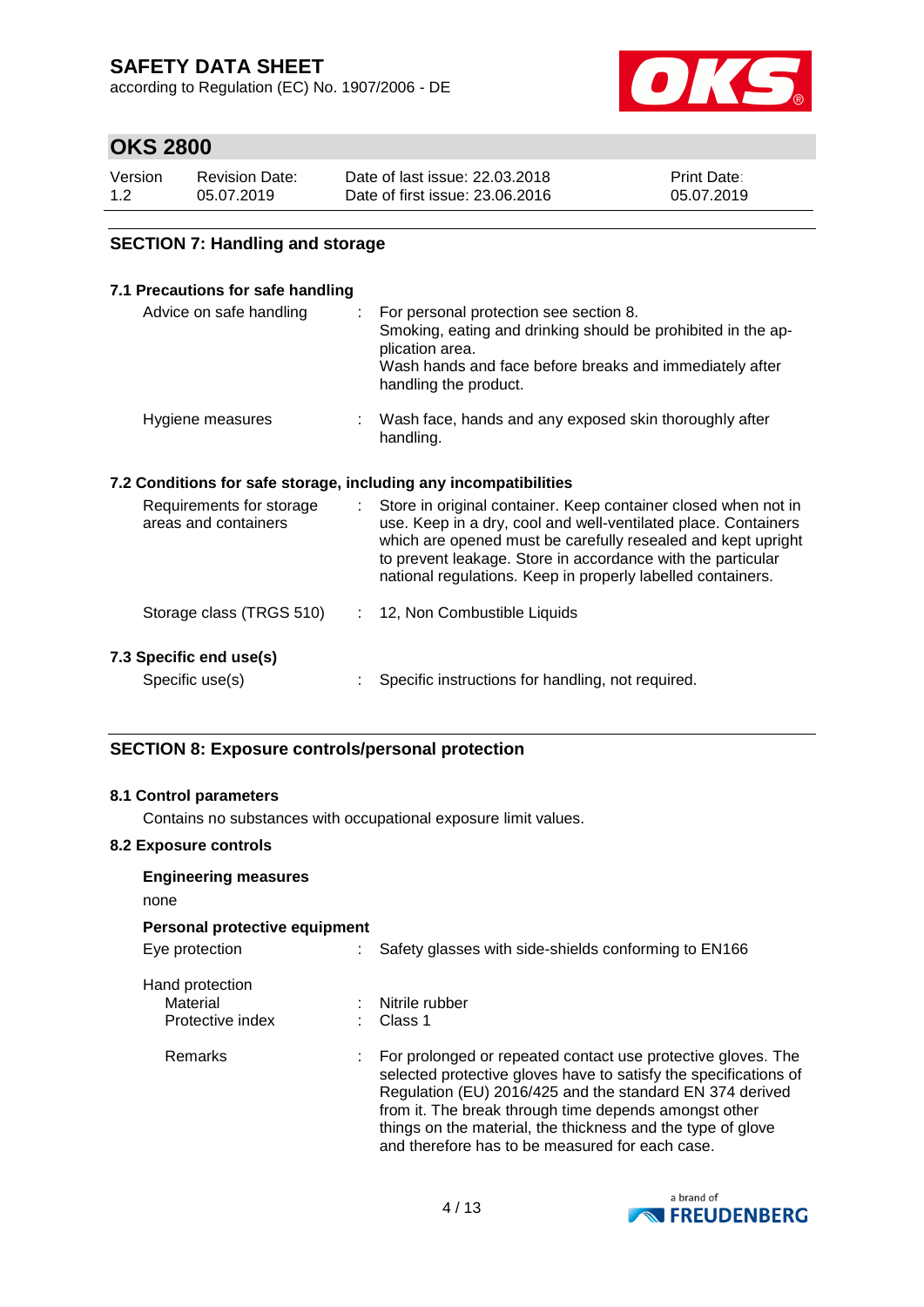## SECTION 7: Handling and storage

### 7.1 Precautions for safe handling

| | |
|---|---|
| Advice on safe handling | : For personal protection see section 8. Smoking, eating and drinking should be prohibited in the application area. Wash hands and face before breaks and immediately after handling the product. |
| Hygiene measures | : Wash face, hands and any exposed skin thoroughly after handling. |

### 7.2 Conditions for safe storage, including any incompatibilities

| | |
|---|---|
| Requirements for storage areas and containers | : Store in original container. Keep container closed when not in use. Keep in a dry, cool and well-ventilated place. Containers which are opened must be carefully resealed and kept upright to prevent leakage. Store in accordance with the particular national regulations. Keep in properly labelled containers. |
| Storage class (TRGS 510) | : 12, Non Combustible Liquids |

### 7.3 Specific end use(s)

| | |
|---|---|
| Specific use(s) | : Specific instructions for handling, not required. |

## SECTION 8: Exposure controls/personal protection

### 8.1 Control parameters

Contains no substances with occupational exposure limit values.

### 8.2 Exposure controls

**Engineering measures**

none

**Personal protective equipment**

| | |
|---|---|
| Eye protection | : Safety glasses with side-shields conforming to EN166 |
| Hand protection | |
| Material | : Nitrile rubber |
| Protective index | : Class 1 |
| Remarks | : For prolonged or repeated contact use protective gloves. The selected protective gloves have to satisfy the specifications of Regulation (EU) 2016/425 and the standard EN 374 derived from it. The break through time depends amongst other things on the material, the thickness and the type of glove and therefore has to be measured for each case. |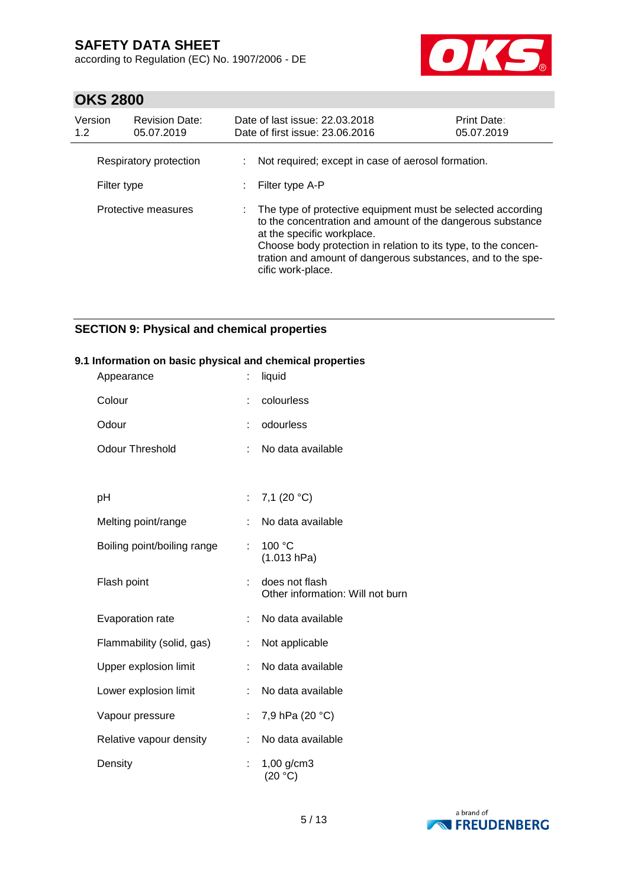| | | |
|---|---|---|
| Respiratory protection | : | Not required; except in case of aerosol formation. |
| Filter type | : | Filter type A-P |
| Protective measures | : | The type of protective equipment must be selected according to the concentration and amount of the dangerous substance at the specific workplace.<br>Choose body protection in relation to its type, to the concentration and amount of dangerous substances, and to the specific work-place. |

## SECTION 9: Physical and chemical properties

### 9.1 Information on basic physical and chemical properties

| | | |
|---|---|---|
| Appearance | : | liquid |
| Colour | : | colourless |
| Odour | : | odourless |
| Odour Threshold | : | No data available |
| pH | : | 7,1 (20 °C) |
| Melting point/range | : | No data available |
| Boiling point/boiling range | : | 100 °C<br>(1.013 hPa) |
| Flash point | : | does not flash<br>Other information: Will not burn |
| Evaporation rate | : | No data available |
| Flammability (solid, gas) | : | Not applicable |
| Upper explosion limit | : | No data available |
| Lower explosion limit | : | No data available |
| Vapour pressure | : | 7,9 hPa (20 °C) |
| Relative vapour density | : | No data available |
| Density | : | 1,00 g/cm3<br>(20 °C) |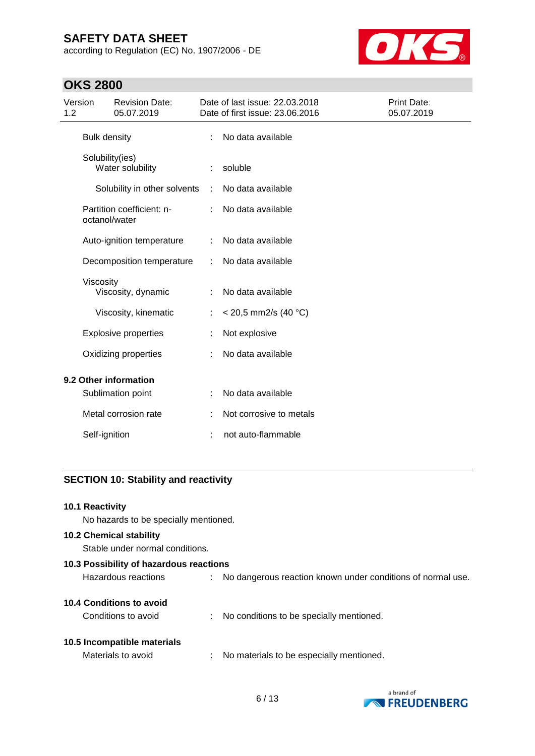| | | |
|---|---|---|
| Bulk density | : | No data available |
| Solubility(ies) | | |
| Water solubility | : | soluble |
| Solubility in other solvents | : | No data available |
| Partition coefficient: n-octanol/water | : | No data available |
| Auto-ignition temperature | : | No data available |
| Decomposition temperature | : | No data available |
| Viscosity | | |
| Viscosity, dynamic | : | No data available |
| Viscosity, kinematic | : | < 20,5 mm2/s (40 °C) |
| Explosive properties | : | Not explosive |
| Oxidizing properties | : | No data available |

### 9.2 Other information

| | | |
|---|---|---|
| Sublimation point | : | No data available |
| Metal corrosion rate | : | Not corrosive to metals |
| Self-ignition | : | not auto-flammable |

## SECTION 10: Stability and reactivity

### 10.1 Reactivity

No hazards to be specially mentioned.

### 10.2 Chemical stability

Stable under normal conditions.

### 10.3 Possibility of hazardous reactions

Hazardous reactions : No dangerous reaction known under conditions of normal use.

### 10.4 Conditions to avoid

Conditions to avoid : No conditions to be specially mentioned.

### 10.5 Incompatible materials

Materials to avoid : No materials to be especially mentioned.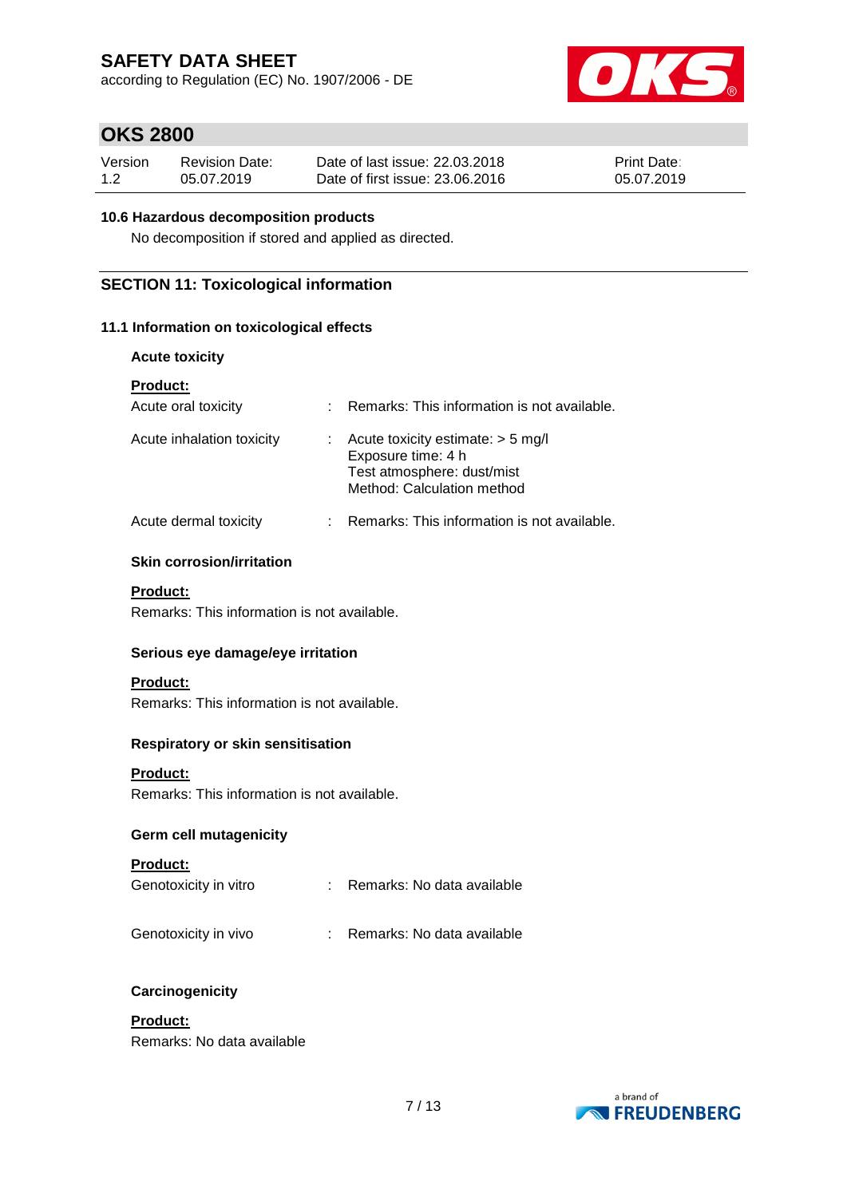### 10.6 Hazardous decomposition products

No decomposition if stored and applied as directed.

## SECTION 11: Toxicological information

### 11.1 Information on toxicological effects

**Acute toxicity**

**Product:**

| | | |
|---|---|---|
| Acute oral toxicity | : | Remarks: This information is not available. |
| Acute inhalation toxicity | : | Acute toxicity estimate: > 5 mg/l<br>Exposure time: 4 h<br>Test atmosphere: dust/mist<br>Method: Calculation method |
| Acute dermal toxicity | : | Remarks: This information is not available. |

**Skin corrosion/irritation**

**Product:**

Remarks: This information is not available.

**Serious eye damage/eye irritation**

**Product:**

Remarks: This information is not available.

**Respiratory or skin sensitisation**

**Product:**

Remarks: This information is not available.

**Germ cell mutagenicity**

**Product:**

| | | |
|---|---|---|
| Genotoxicity in vitro | : | Remarks: No data available |
| Genotoxicity in vivo | : | Remarks: No data available |

**Carcinogenicity**

**Product:**

Remarks: No data available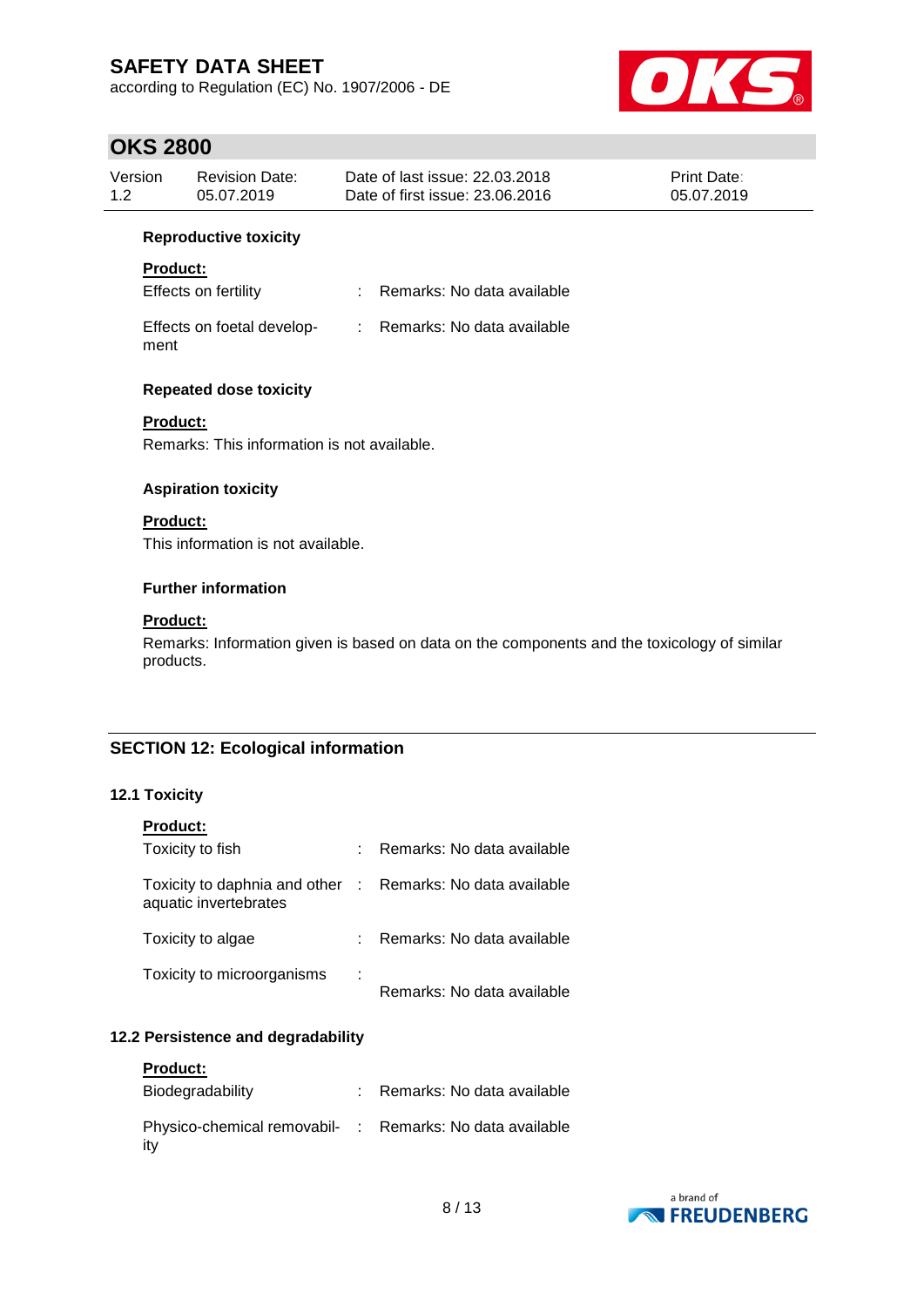#### Reproductive toxicity

**Product:**

| | |
|---|---|
| Effects on fertility | : Remarks: No data available |
| Effects on foetal development | : Remarks: No data available |

#### Repeated dose toxicity

**Product:**

Remarks: This information is not available.

#### Aspiration toxicity

**Product:**

This information is not available.

#### Further information

**Product:**

Remarks: Information given is based on data on the components and the toxicology of similar products.

## SECTION 12: Ecological information

### 12.1 Toxicity

**Product:**

| | |
|---|---|
| Toxicity to fish | : Remarks: No data available |
| Toxicity to daphnia and other aquatic invertebrates | : Remarks: No data available |
| Toxicity to algae | : Remarks: No data available |
| Toxicity to microorganisms | : Remarks: No data available |

### 12.2 Persistence and degradability

**Product:**

| | |
|---|---|
| Biodegradability | : Remarks: No data available |
| Physico-chemical removability | : Remarks: No data available |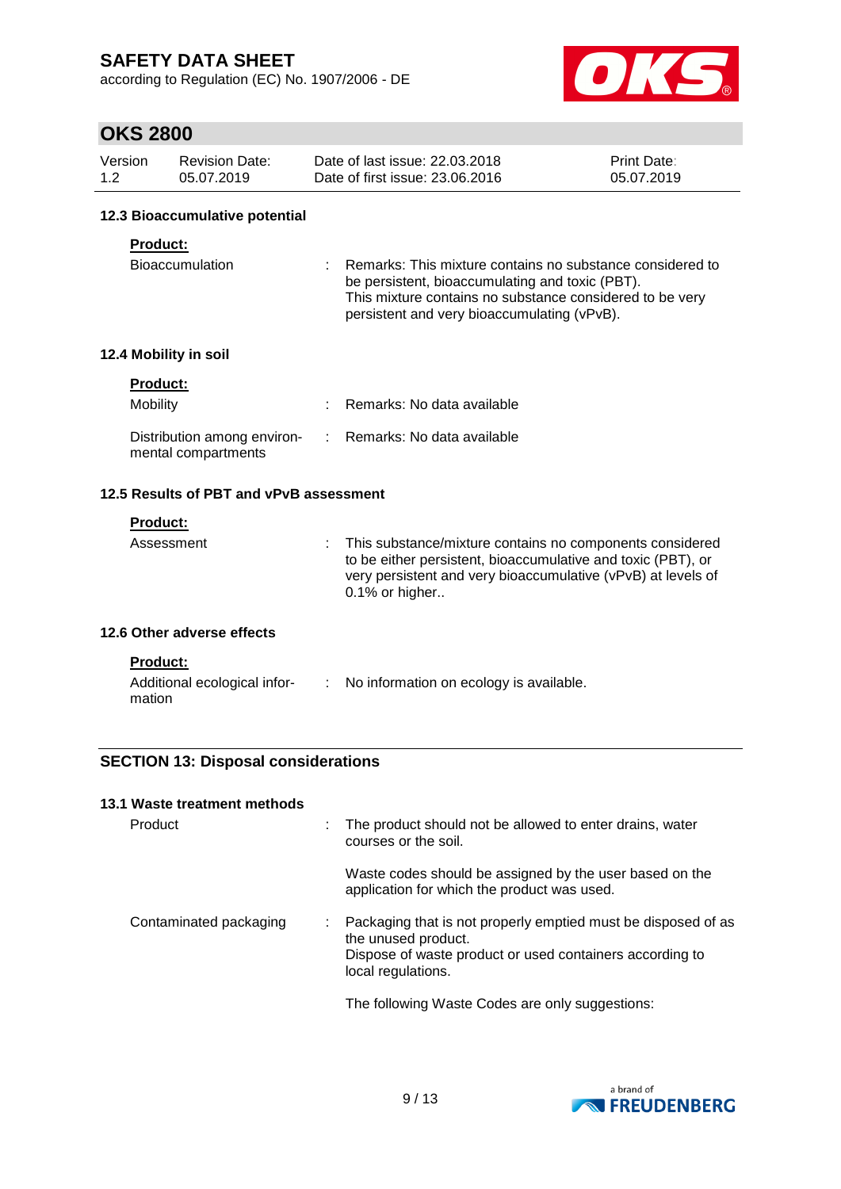### 12.3 Bioaccumulative potential

**Product:**

| | |
|---|---|
| Bioaccumulation | : Remarks: This mixture contains no substance considered to be persistent, bioaccumulating and toxic (PBT). This mixture contains no substance considered to be very persistent and very bioaccumulating (vPvB). |

### 12.4 Mobility in soil

**Product:**

| | |
|---|---|
| Mobility | : Remarks: No data available |
| Distribution among environmental compartments | : Remarks: No data available |

### 12.5 Results of PBT and vPvB assessment

**Product:**

| | |
|---|---|
| Assessment | : This substance/mixture contains no components considered to be either persistent, bioaccumulative and toxic (PBT), or very persistent and very bioaccumulative (vPvB) at levels of 0.1% or higher.. |

### 12.6 Other adverse effects

**Product:**

| | |
|---|---|
| Additional ecological information | : No information on ecology is available. |

## SECTION 13: Disposal considerations

### 13.1 Waste treatment methods

| | |
|---|---|
| Product | : The product should not be allowed to enter drains, water courses or the soil.<br><br>Waste codes should be assigned by the user based on the application for which the product was used. |
| Contaminated packaging | : Packaging that is not properly emptied must be disposed of as the unused product.<br>Dispose of waste product or used containers according to local regulations.<br><br>The following Waste Codes are only suggestions: |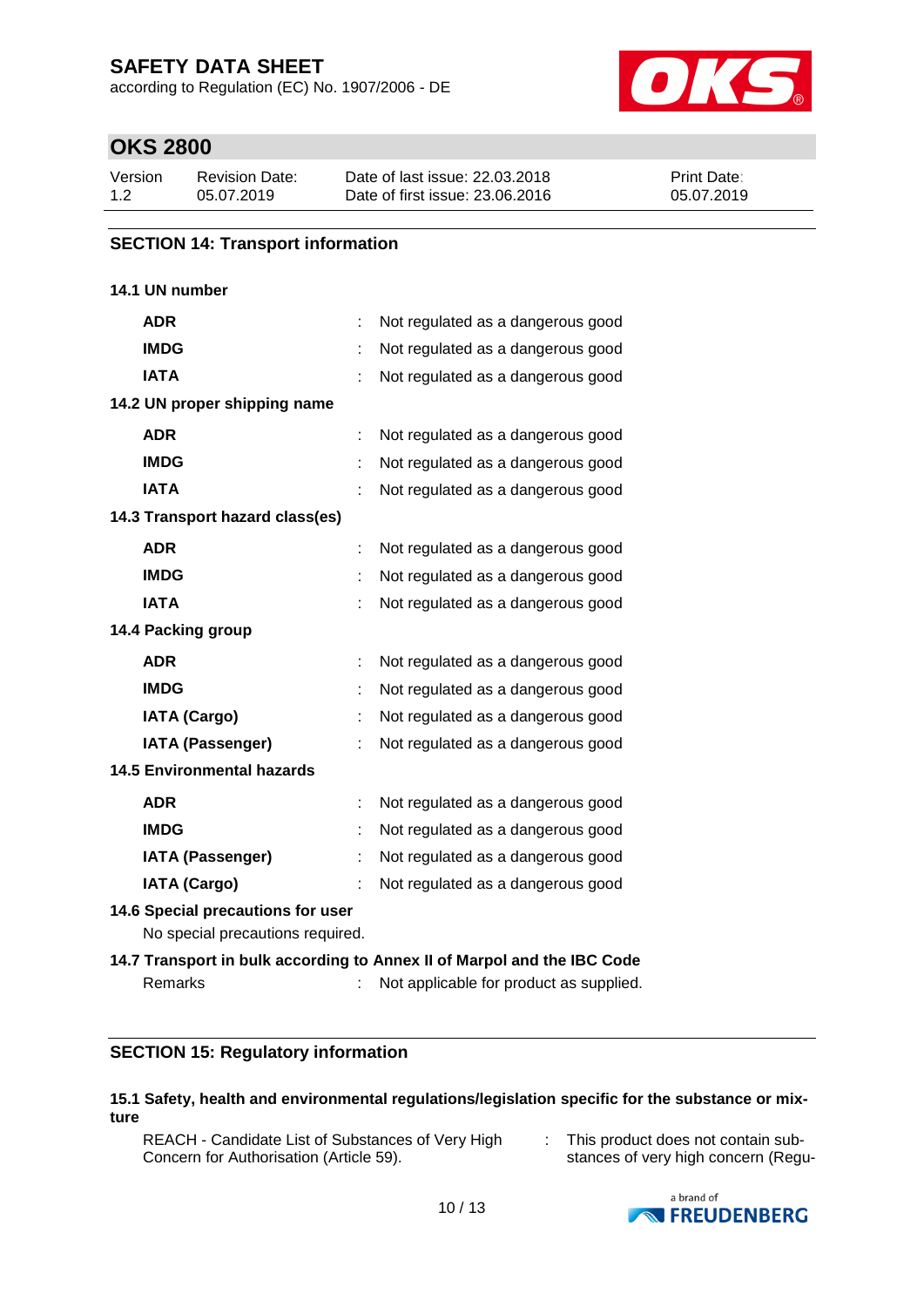## SECTION 14: Transport information

**14.1 UN number**

| | | |
|---|---|---|
| **ADR** | : | Not regulated as a dangerous good |
| **IMDG** | : | Not regulated as a dangerous good |
| **IATA** | : | Not regulated as a dangerous good |

**14.2 UN proper shipping name**

| | | |
|---|---|---|
| **ADR** | : | Not regulated as a dangerous good |
| **IMDG** | : | Not regulated as a dangerous good |
| **IATA** | : | Not regulated as a dangerous good |

**14.3 Transport hazard class(es)**

| | | |
|---|---|---|
| **ADR** | : | Not regulated as a dangerous good |
| **IMDG** | : | Not regulated as a dangerous good |
| **IATA** | : | Not regulated as a dangerous good |

**14.4 Packing group**

| | | |
|---|---|---|
| **ADR** | : | Not regulated as a dangerous good |
| **IMDG** | : | Not regulated as a dangerous good |
| **IATA (Cargo)** | : | Not regulated as a dangerous good |
| **IATA (Passenger)** | : | Not regulated as a dangerous good |

**14.5 Environmental hazards**

| | | |
|---|---|---|
| **ADR** | : | Not regulated as a dangerous good |
| **IMDG** | : | Not regulated as a dangerous good |
| **IATA (Passenger)** | : | Not regulated as a dangerous good |
| **IATA (Cargo)** | : | Not regulated as a dangerous good |

**14.6 Special precautions for user**

No special precautions required.

**14.7 Transport in bulk according to Annex II of Marpol and the IBC Code**

Remarks : Not applicable for product as supplied.

## SECTION 15: Regulatory information

**15.1 Safety, health and environmental regulations/legislation specific for the substance or mixture**

REACH - Candidate List of Substances of Very High Concern for Authorisation (Article 59). : This product does not contain substances of very high concern (Regu-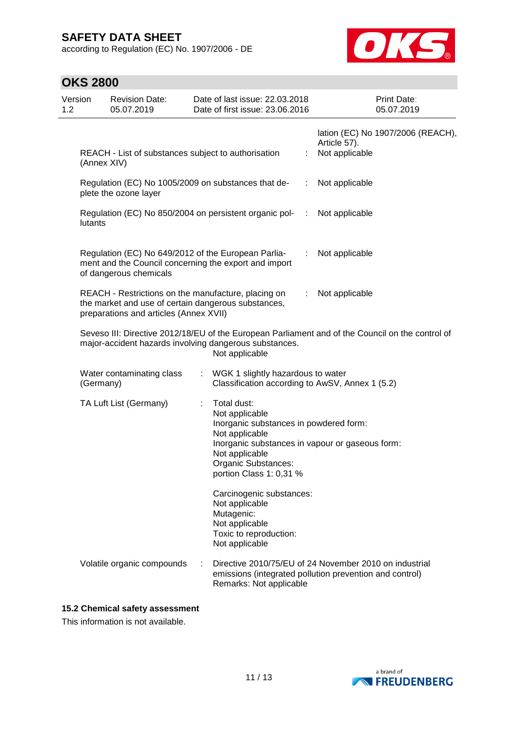lation (EC) No 1907/2006 (REACH), Article 57).

REACH - List of substances subject to authorisation (Annex XIV) : Not applicable

Regulation (EC) No 1005/2009 on substances that deplete the ozone layer : Not applicable

Regulation (EC) No 850/2004 on persistent organic pollutants : Not applicable

Regulation (EC) No 649/2012 of the European Parliament and the Council concerning the export and import of dangerous chemicals : Not applicable

REACH - Restrictions on the manufacture, placing on the market and use of certain dangerous substances, preparations and articles (Annex XVII) : Not applicable

Seveso III: Directive 2012/18/EU of the European Parliament and of the Council on the control of major-accident hazards involving dangerous substances.
Not applicable

Water contaminating class (Germany) : WGK 1 slightly hazardous to water
Classification according to AwSV, Annex 1 (5.2)

TA Luft List (Germany) : Total dust:
Not applicable
Inorganic substances in powdered form:
Not applicable
Inorganic substances in vapour or gaseous form:
Not applicable
Organic Substances:
portion Class 1: 0,31 %

Carcinogenic substances:
Not applicable
Mutagenic:
Not applicable
Toxic to reproduction:
Not applicable

Volatile organic compounds : Directive 2010/75/EU of 24 November 2010 on industrial emissions (integrated pollution prevention and control)
Remarks: Not applicable

### 15.2 Chemical safety assessment

This information is not available.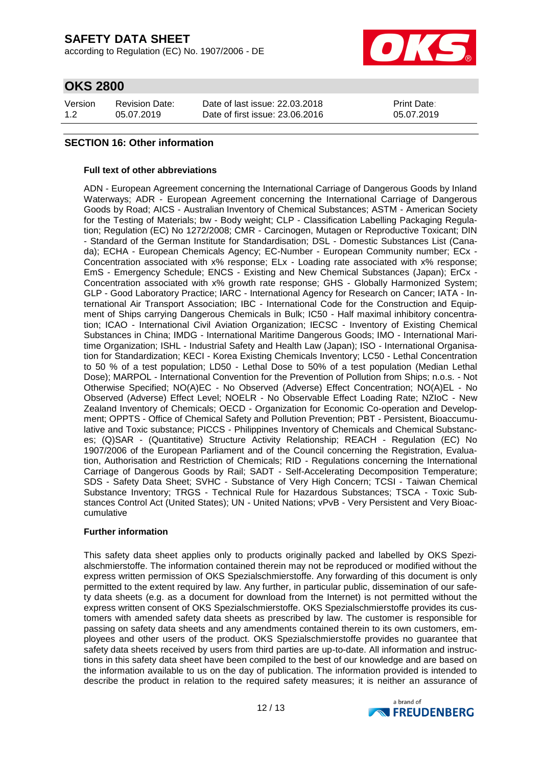## SECTION 16: Other information

**Full text of other abbreviations**

ADN - European Agreement concerning the International Carriage of Dangerous Goods by Inland Waterways; ADR - European Agreement concerning the International Carriage of Dangerous Goods by Road; AICS - Australian Inventory of Chemical Substances; ASTM - American Society for the Testing of Materials; bw - Body weight; CLP - Classification Labelling Packaging Regulation; Regulation (EC) No 1272/2008; CMR - Carcinogen, Mutagen or Reproductive Toxicant; DIN - Standard of the German Institute for Standardisation; DSL - Domestic Substances List (Canada); ECHA - European Chemicals Agency; EC-Number - European Community number; ECx - Concentration associated with x% response; ELx - Loading rate associated with x% response; EmS - Emergency Schedule; ENCS - Existing and New Chemical Substances (Japan); ErCx - Concentration associated with x% growth rate response; GHS - Globally Harmonized System; GLP - Good Laboratory Practice; IARC - International Agency for Research on Cancer; IATA - International Air Transport Association; IBC - International Code for the Construction and Equipment of Ships carrying Dangerous Chemicals in Bulk; IC50 - Half maximal inhibitory concentration; ICAO - International Civil Aviation Organization; IECSC - Inventory of Existing Chemical Substances in China; IMDG - International Maritime Dangerous Goods; IMO - International Maritime Organization; ISHL - Industrial Safety and Health Law (Japan); ISO - International Organisation for Standardization; KECI - Korea Existing Chemicals Inventory; LC50 - Lethal Concentration to 50 % of a test population; LD50 - Lethal Dose to 50% of a test population (Median Lethal Dose); MARPOL - International Convention for the Prevention of Pollution from Ships; n.o.s. - Not Otherwise Specified; NO(A)EC - No Observed (Adverse) Effect Concentration; NO(A)EL - No Observed (Adverse) Effect Level; NOELR - No Observable Effect Loading Rate; NZIoC - New Zealand Inventory of Chemicals; OECD - Organization for Economic Co-operation and Development; OPPTS - Office of Chemical Safety and Pollution Prevention; PBT - Persistent, Bioaccumulative and Toxic substance; PICCS - Philippines Inventory of Chemicals and Chemical Substances; (Q)SAR - (Quantitative) Structure Activity Relationship; REACH - Regulation (EC) No 1907/2006 of the European Parliament and of the Council concerning the Registration, Evaluation, Authorisation and Restriction of Chemicals; RID - Regulations concerning the International Carriage of Dangerous Goods by Rail; SADT - Self-Accelerating Decomposition Temperature; SDS - Safety Data Sheet; SVHC - Substance of Very High Concern; TCSI - Taiwan Chemical Substance Inventory; TRGS - Technical Rule for Hazardous Substances; TSCA - Toxic Substances Control Act (United States); UN - United Nations; vPvB - Very Persistent and Very Bioaccumulative

**Further information**

This safety data sheet applies only to products originally packed and labelled by OKS Spezialschmierstoffe. The information contained therein may not be reproduced or modified without the express written permission of OKS Spezialschmierstoffe. Any forwarding of this document is only permitted to the extent required by law. Any further, in particular public, dissemination of our safety data sheets (e.g. as a document for download from the Internet) is not permitted without the express written consent of OKS Spezialschmierstoffe. OKS Spezialschmierstoffe provides its customers with amended safety data sheets as prescribed by law. The customer is responsible for passing on safety data sheets and any amendments contained therein to its own customers, employees and other users of the product. OKS Spezialschmierstoffe provides no guarantee that safety data sheets received by users from third parties are up-to-date. All information and instructions in this safety data sheet have been compiled to the best of our knowledge and are based on the information available to us on the day of publication. The information provided is intended to describe the product in relation to the required safety measures; it is neither an assurance of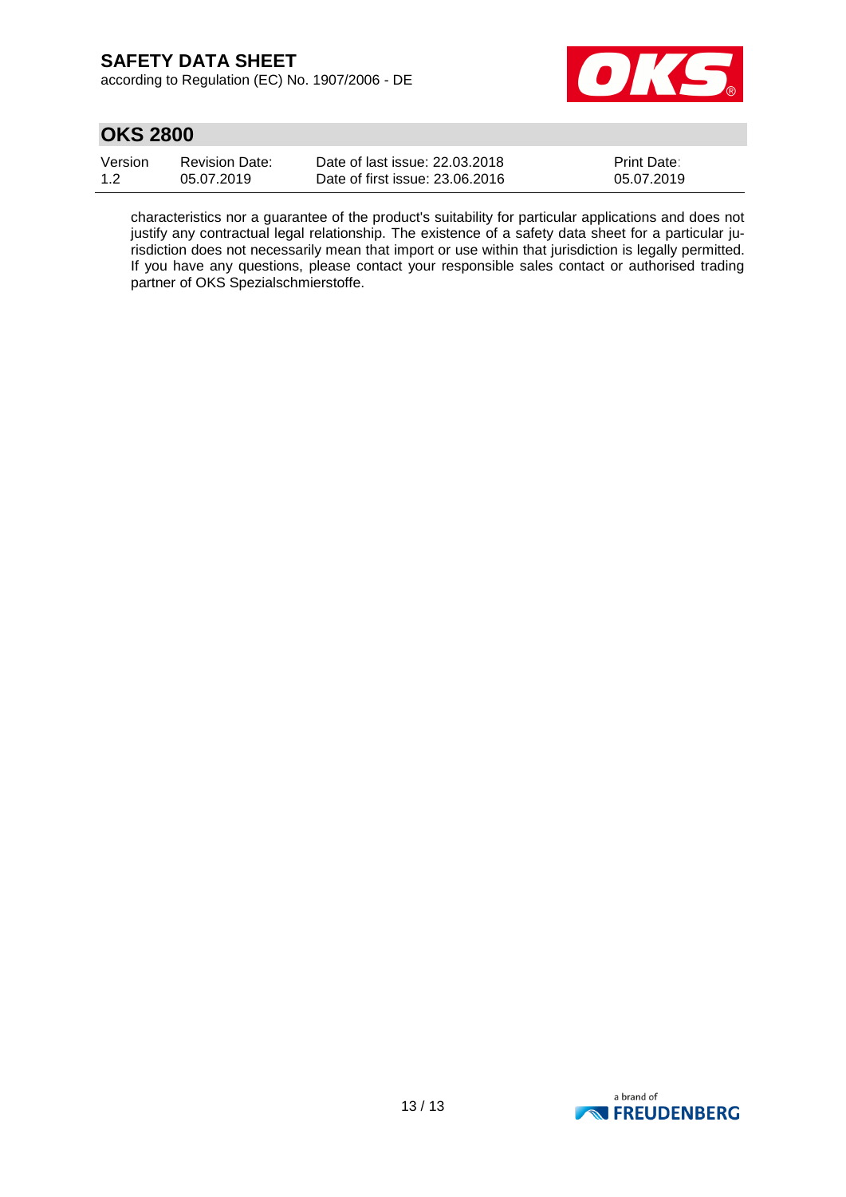characteristics nor a guarantee of the product's suitability for particular applications and does not justify any contractual legal relationship. The existence of a safety data sheet for a particular jurisdiction does not necessarily mean that import or use within that jurisdiction is legally permitted. If you have any questions, please contact your responsible sales contact or authorised trading partner of OKS Spezialschmierstoffe.